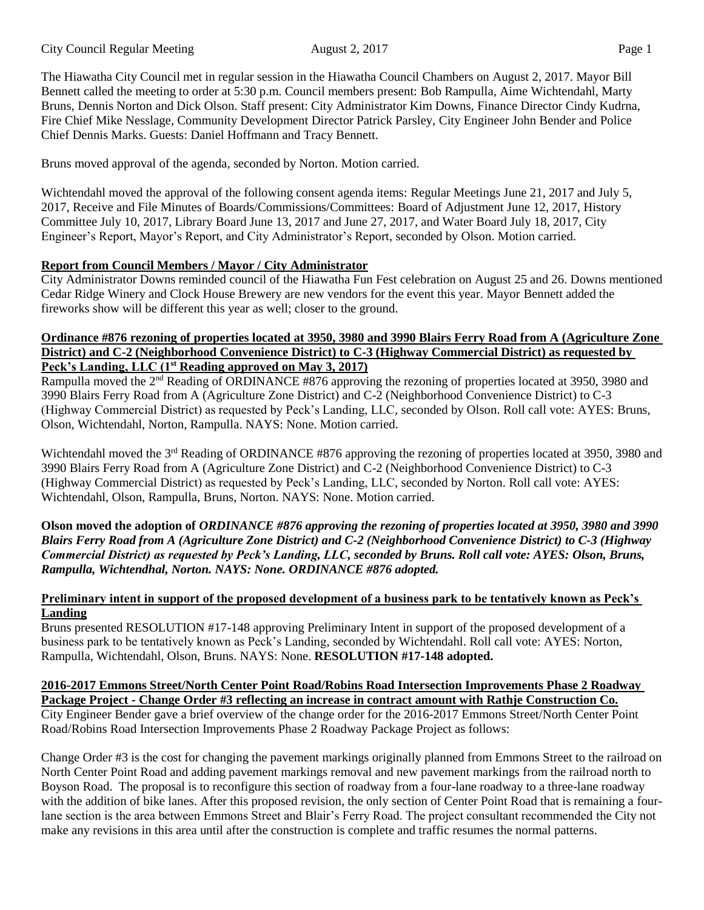The Hiawatha City Council met in regular session in the Hiawatha Council Chambers on August 2, 2017. Mayor Bill Bennett called the meeting to order at 5:30 p.m. Council members present: Bob Rampulla, Aime Wichtendahl, Marty Bruns, Dennis Norton and Dick Olson. Staff present: City Administrator Kim Downs, Finance Director Cindy Kudrna, Fire Chief Mike Nesslage, Community Development Director Patrick Parsley, City Engineer John Bender and Police Chief Dennis Marks. Guests: Daniel Hoffmann and Tracy Bennett.

Bruns moved approval of the agenda, seconded by Norton. Motion carried.

Wichtendahl moved the approval of the following consent agenda items: Regular Meetings June 21, 2017 and July 5, 2017, Receive and File Minutes of Boards/Commissions/Committees: Board of Adjustment June 12, 2017, History Committee July 10, 2017, Library Board June 13, 2017 and June 27, 2017, and Water Board July 18, 2017, City Engineer's Report, Mayor's Report, and City Administrator's Report, seconded by Olson. Motion carried.

**Report from Council Members / Mayor / City Administrator**

City Administrator Downs reminded council of the Hiawatha Fun Fest celebration on August 25 and 26. Downs mentioned Cedar Ridge Winery and Clock House Brewery are new vendors for the event this year. Mayor Bennett added the fireworks show will be different this year as well; closer to the ground.

**Ordinance #876 rezoning of properties located at 3950, 3980 and 3990 Blairs Ferry Road from A (Agriculture Zone District) and C-2 (Neighborhood Convenience District) to C-3 (Highway Commercial District) as requested by Peck's Landing, LLC (1st Reading approved on May 3, 2017)**

Rampulla moved the 2nd Reading of ORDINANCE #876 approving the rezoning of properties located at 3950, 3980 and 3990 Blairs Ferry Road from A (Agriculture Zone District) and C-2 (Neighborhood Convenience District) to C-3 (Highway Commercial District) as requested by Peck's Landing, LLC, seconded by Olson. Roll call vote: AYES: Bruns, Olson, Wichtendahl, Norton, Rampulla. NAYS: None. Motion carried.

Wichtendahl moved the 3rd Reading of ORDINANCE #876 approving the rezoning of properties located at 3950, 3980 and 3990 Blairs Ferry Road from A (Agriculture Zone District) and C-2 (Neighborhood Convenience District) to C-3 (Highway Commercial District) as requested by Peck's Landing, LLC, seconded by Norton. Roll call vote: AYES: Wichtendahl, Olson, Rampulla, Bruns, Norton. NAYS: None. Motion carried.

**Olson moved the adoption of *ORDINANCE #876 approving the rezoning of properties located at 3950, 3980 and 3990 Blairs Ferry Road from A (Agriculture Zone District) and C-2 (Neighborhood Convenience District) to C-3 (Highway Commercial District) as requested by Peck's Landing, LLC, seconded by Bruns. Roll call vote: AYES: Olson, Bruns, Rampulla, Wichtendhal, Norton. NAYS: None. ORDINANCE #876 adopted.***

**Preliminary intent in support of the proposed development of a business park to be tentatively known as Peck's Landing**

Bruns presented RESOLUTION #17-148 approving Preliminary Intent in support of the proposed development of a business park to be tentatively known as Peck's Landing, seconded by Wichtendahl. Roll call vote: AYES: Norton, Rampulla, Wichtendahl, Olson, Bruns. NAYS: None. **RESOLUTION #17-148 adopted.**

**2016-2017 Emmons Street/North Center Point Road/Robins Road Intersection Improvements Phase 2 Roadway Package Project - Change Order #3 reflecting an increase in contract amount with Rathje Construction Co.**

City Engineer Bender gave a brief overview of the change order for the 2016-2017 Emmons Street/North Center Point Road/Robins Road Intersection Improvements Phase 2 Roadway Package Project as follows:

Change Order #3 is the cost for changing the pavement markings originally planned from Emmons Street to the railroad on North Center Point Road and adding pavement markings removal and new pavement markings from the railroad north to Boyson Road. The proposal is to reconfigure this section of roadway from a four-lane roadway to a three-lane roadway with the addition of bike lanes. After this proposed revision, the only section of Center Point Road that is remaining a four-lane section is the area between Emmons Street and Blair's Ferry Road. The project consultant recommended the City not make any revisions in this area until after the construction is complete and traffic resumes the normal patterns.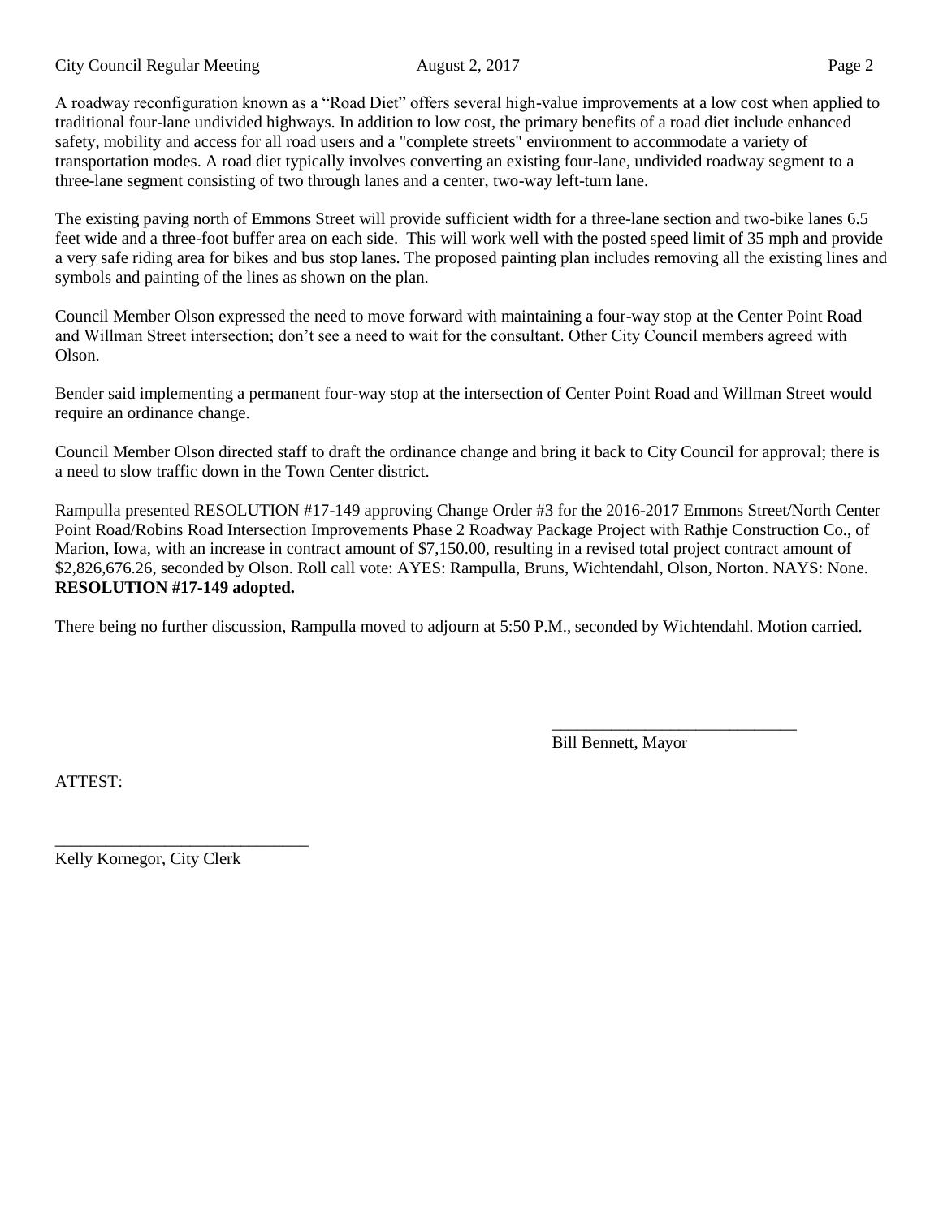A roadway reconfiguration known as a "Road Diet" offers several high-value improvements at a low cost when applied to traditional four-lane undivided highways. In addition to low cost, the primary benefits of a road diet include enhanced safety, mobility and access for all road users and a "complete streets" environment to accommodate a variety of transportation modes. A road diet typically involves converting an existing four-lane, undivided roadway segment to a three-lane segment consisting of two through lanes and a center, two-way left-turn lane.

The existing paving north of Emmons Street will provide sufficient width for a three-lane section and two-bike lanes 6.5 feet wide and a three-foot buffer area on each side. This will work well with the posted speed limit of 35 mph and provide a very safe riding area for bikes and bus stop lanes. The proposed painting plan includes removing all the existing lines and symbols and painting of the lines as shown on the plan.

Council Member Olson expressed the need to move forward with maintaining a four-way stop at the Center Point Road and Willman Street intersection; don't see a need to wait for the consultant. Other City Council members agreed with Olson.

Bender said implementing a permanent four-way stop at the intersection of Center Point Road and Willman Street would require an ordinance change.

Council Member Olson directed staff to draft the ordinance change and bring it back to City Council for approval; there is a need to slow traffic down in the Town Center district.

Rampulla presented RESOLUTION #17-149 approving Change Order #3 for the 2016-2017 Emmons Street/North Center Point Road/Robins Road Intersection Improvements Phase 2 Roadway Package Project with Rathje Construction Co., of Marion, Iowa, with an increase in contract amount of $7,150.00, resulting in a revised total project contract amount of $2,826,676.26, seconded by Olson. Roll call vote: AYES: Rampulla, Bruns, Wichtendahl, Olson, Norton. NAYS: None. **RESOLUTION #17-149 adopted.**

There being no further discussion, Rampulla moved to adjourn at 5:50 P.M., seconded by Wichtendahl. Motion carried.

\_\_\_\_\_\_\_\_\_\_\_\_\_\_\_\_\_\_\_\_\_\_\_\_\_\_\_\_\_\_
Bill Bennett, Mayor

ATTEST:

\_\_\_\_\_\_\_\_\_\_\_\_\_\_\_\_\_\_\_\_\_\_\_\_\_\_\_\_\_\_
Kelly Kornegor, City Clerk